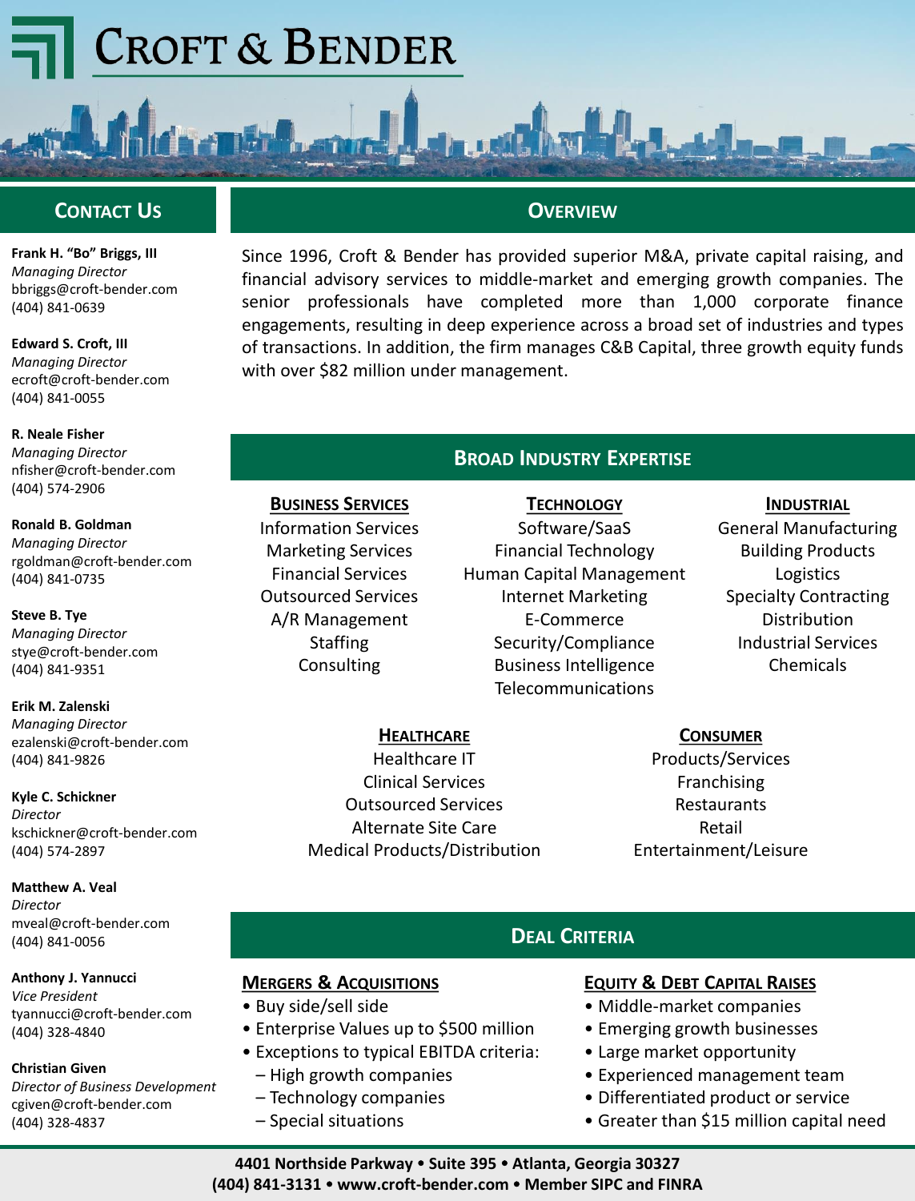# Croft & Bender

## Contact Us

**Frank H. "Bo" Briggs, III**
*Managing Director*
bbriggs@croft-bender.com
(404) 841-0639

**Edward S. Croft, III**
*Managing Director*
ecroft@croft-bender.com
(404) 841-0055

**R. Neale Fisher**
*Managing Director*
nfisher@croft-bender.com
(404) 574-2906

**Ronald B. Goldman**
*Managing Director*
rgoldman@croft-bender.com
(404) 841-0735

**Steve B. Tye**
*Managing Director*
stye@croft-bender.com
(404) 841-9351

**Erik M. Zalenski**
*Managing Director*
ezalenski@croft-bender.com
(404) 841-9826

**Kyle C. Schickner**
*Director*
kschickner@croft-bender.com
(404) 574-2897

**Matthew A. Veal**
*Director*
mveal@croft-bender.com
(404) 841-0056

**Anthony J. Yannucci**
*Vice President*
tyannucci@croft-bender.com
(404) 328-4840

**Christian Given**
*Director of Business Development*
cgiven@croft-bender.com
(404) 328-4837

## Overview

Since 1996, Croft & Bender has provided superior M&A, private capital raising, and financial advisory services to middle-market and emerging growth companies. The senior professionals have completed more than 1,000 corporate finance engagements, resulting in deep experience across a broad set of industries and types of transactions. In addition, the firm manages C&B Capital, three growth equity funds with over $82 million under management.

## Broad Industry Expertise

### Business Services
Information Services
Marketing Services
Financial Services
Outsourced Services
A/R Management
Staffing
Consulting

### Technology
Software/SaaS
Financial Technology
Human Capital Management
Internet Marketing
E-Commerce
Security/Compliance
Business Intelligence
Telecommunications

### Industrial
General Manufacturing
Building Products
Logistics
Specialty Contracting
Distribution
Industrial Services
Chemicals

### Healthcare
Healthcare IT
Clinical Services
Outsourced Services
Alternate Site Care
Medical Products/Distribution

### Consumer
Products/Services
Franchising
Restaurants
Retail
Entertainment/Leisure

## Deal Criteria

### Mergers & Acquisitions
- Buy side/sell side
- Enterprise Values up to $500 million
- Exceptions to typical EBITDA criteria:
  - High growth companies
  - Technology companies
  - Special situations

### Equity & Debt Capital Raises
- Middle-market companies
- Emerging growth businesses
- Large market opportunity
- Experienced management team
- Differentiated product or service
- Greater than $15 million capital need

**4401 Northside Parkway • Suite 395 • Atlanta, Georgia 30327**
**(404) 841-3131 • www.croft-bender.com • Member SIPC and FINRA**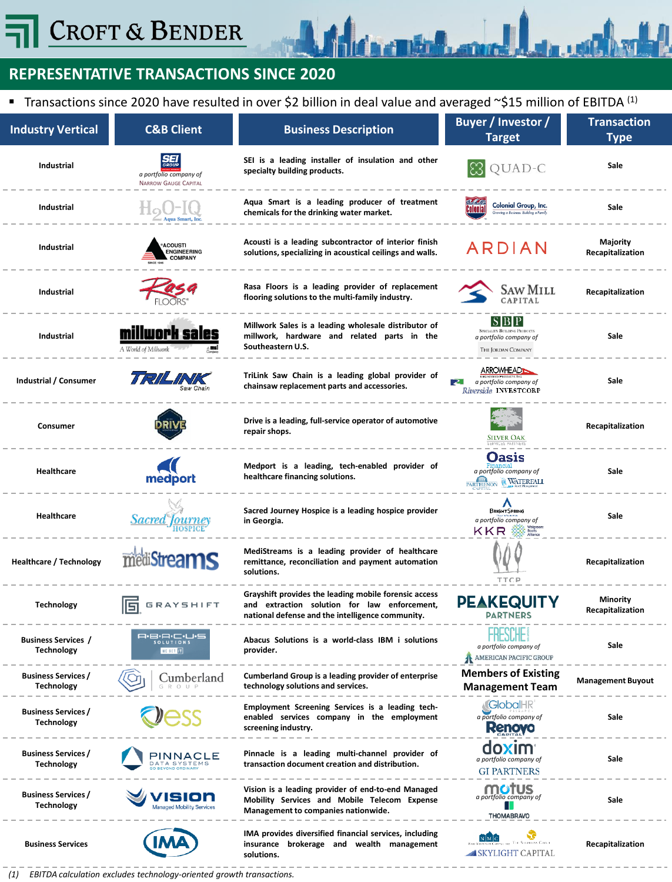# REPRESENTATIVE TRANSACTIONS SINCE 2020

- Transactions since 2020 have resulted in over $2 billion in deal value and averaged ~$15 million of EBITDA [(1)]

| Industry Vertical | C&B Client | Business Description | Buyer / Investor / Target | Transaction Type |
|---|---|---|---|---|
| Industrial | SEI Group, a portfolio company of Narrow Gauge Capital | SEI is a leading installer of insulation and other specialty building products. | Quad-C | Sale |
| Industrial | H2O-IQ Aqua Smart, Inc. | Aqua Smart is a leading producer of treatment chemicals for the drinking water market. | Colonial Group, Inc. | Sale |
| Industrial | Acousti Engineering Company | Acousti is a leading subcontractor of interior finish solutions, specializing in acoustical ceilings and walls. | Ardian | Majority Recapitalization |
| Industrial | Rasa Floors | Rasa Floors is a leading provider of replacement flooring solutions to the multi-family industry. | Saw Mill Capital | Recapitalization |
| Industrial | Millwork Sales | Millwork Sales is a leading wholesale distributor of millwork, hardware and related parts in the Southeastern U.S. | SBP Specialty Building Products, a portfolio company of The Jordan Company | Sale |
| Industrial / Consumer | TriLink Saw Chain | TriLink Saw Chain is a leading global provider of chainsaw replacement parts and accessories. | Arrowhead Engineered Products, a portfolio company of Riverside Investcorp | Sale |
| Consumer | Drive | Drive is a leading, full-service operator of automotive repair shops. | Silver Oak Services Partners | Recapitalization |
| Healthcare | Medport | Medport is a leading, tech-enabled provider of healthcare financing solutions. | Oasis Financial, a portfolio company of Parthenon Capital, Waterfall | Sale |
| Healthcare | Sacred Journey Hospice | Sacred Journey Hospice is a leading hospice provider in Georgia. | BrightSpring, a portfolio company of KKR, Walgreens Boots Alliance | Sale |
| Healthcare / Technology | MediStreams | MediStreams is a leading provider of healthcare remittance, reconciliation and payment automation solutions. | TTCP | Recapitalization |
| Technology | Grayshift | Grayshift provides the leading mobile forensic access and extraction solution for law enforcement, national defense and the intelligence community. | PeakEquity Partners | Minority Recapitalization |
| Business Services / Technology | Abacus Solutions | Abacus Solutions is a world-class IBM i solutions provider. | Fresche, a portfolio company of American Pacific Group | Sale |
| Business Services / Technology | Cumberland Group | Cumberland Group is a leading provider of enterprise technology solutions and services. | Members of Existing Management Team | Management Buyout |
| Business Services / Technology | ESS | Employment Screening Services is a leading tech-enabled services company in the employment screening industry. | GlobalHR Research, a portfolio company of Renovo Capital | Sale |
| Business Services / Technology | Pinnacle Data Systems | Pinnacle is a leading multi-channel provider of transaction document creation and distribution. | Doxim, a portfolio company of GI Partners | Sale |
| Business Services / Technology | Vision Managed Mobility Services | Vision is a leading provider of end-to-end Managed Mobility Services and Mobile Telecom Expense Management to companies nationwide. | Motus, a portfolio company of Thoma Bravo | Sale |
| Business Services | IMA | IMA provides diversified financial services, including insurance brokerage and wealth management solutions. | NMC, Skylight Capital | Recapitalization |

(1) *EBITDA calculation excludes technology-oriented growth transactions.*